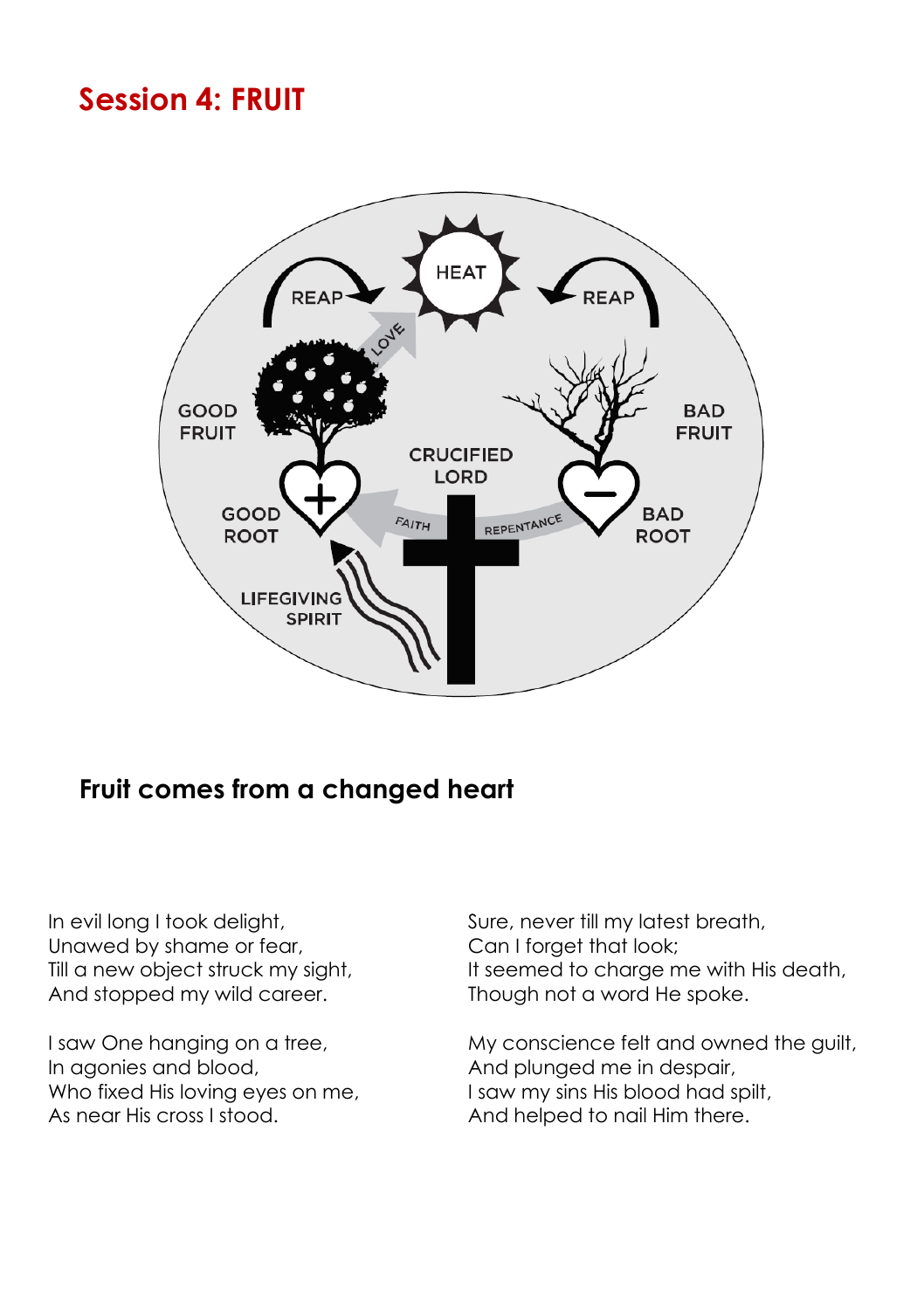# Session 4: FRUIT

## Fruit comes from a changed heart

In evil long I took delight,
Unawed by shame or fear,
Till a new object struck my sight,
And stopped my wild career.

I saw One hanging on a tree,
In agonies and blood,
Who fixed His loving eyes on me,
As near His cross I stood.

Sure, never till my latest breath,
Can I forget that look;
It seemed to charge me with His death,
Though not a word He spoke.

My conscience felt and owned the guilt,
And plunged me in despair,
I saw my sins His blood had spilt,
And helped to nail Him there.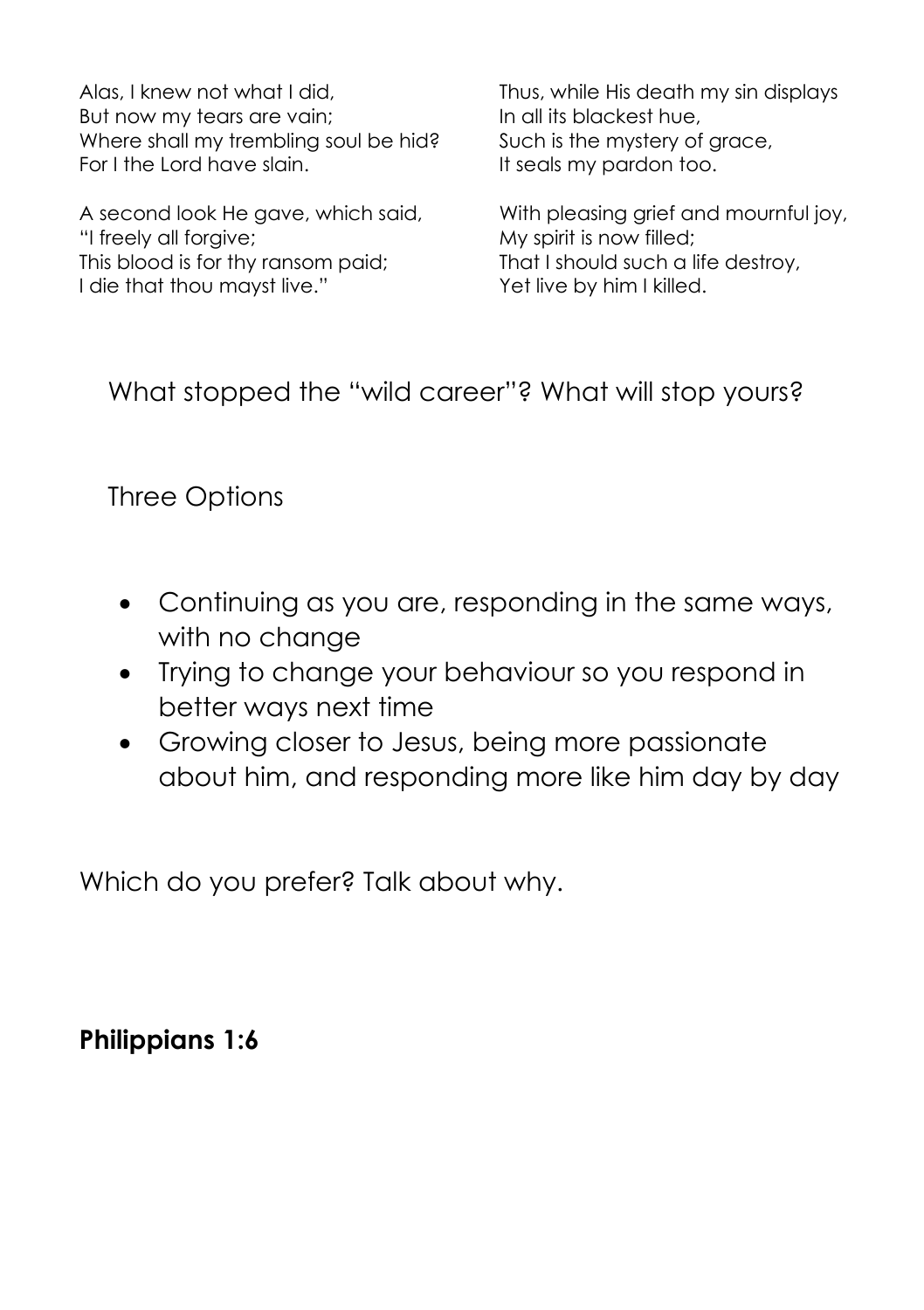Alas, I knew not what I did,
But now my tears are vain;
Where shall my trembling soul be hid?
For I the Lord have slain.

A second look He gave, which said,
"I freely all forgive;
This blood is for thy ransom paid;
I die that thou mayst live."

Thus, while His death my sin displays
In all its blackest hue,
Such is the mystery of grace,
It seals my pardon too.

With pleasing grief and mournful joy,
My spirit is now filled;
That I should such a life destroy,
Yet live by him I killed.

What stopped the "wild career"? What will stop yours?

Three Options

- Continuing as you are, responding in the same ways, with no change
- Trying to change your behaviour so you respond in better ways next time
- Growing closer to Jesus, being more passionate about him, and responding more like him day by day

Which do you prefer? Talk about why.

**Philippians 1:6**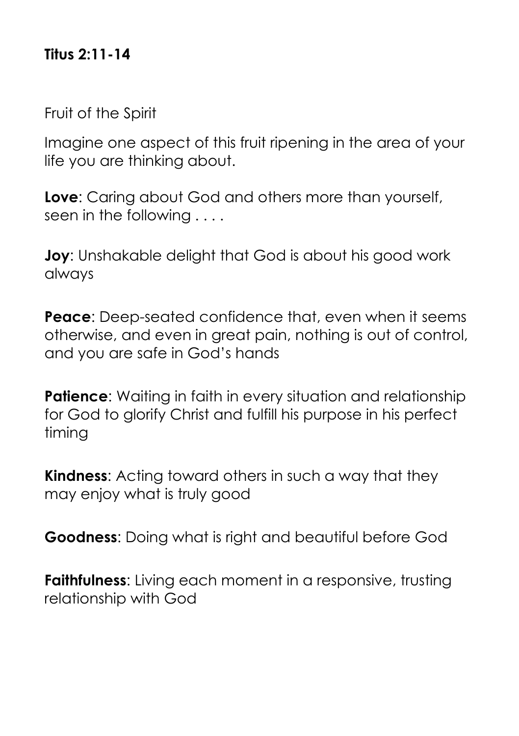**Titus 2:11-14**

Fruit of the Spirit

Imagine one aspect of this fruit ripening in the area of your life you are thinking about.

**Love**: Caring about God and others more than yourself, seen in the following . . . .

**Joy**: Unshakable delight that God is about his good work always

**Peace**: Deep-seated confidence that, even when it seems otherwise, and even in great pain, nothing is out of control, and you are safe in God's hands

**Patience**: Waiting in faith in every situation and relationship for God to glorify Christ and fulfill his purpose in his perfect timing

**Kindness**: Acting toward others in such a way that they may enjoy what is truly good

**Goodness**: Doing what is right and beautiful before God

**Faithfulness**: Living each moment in a responsive, trusting relationship with God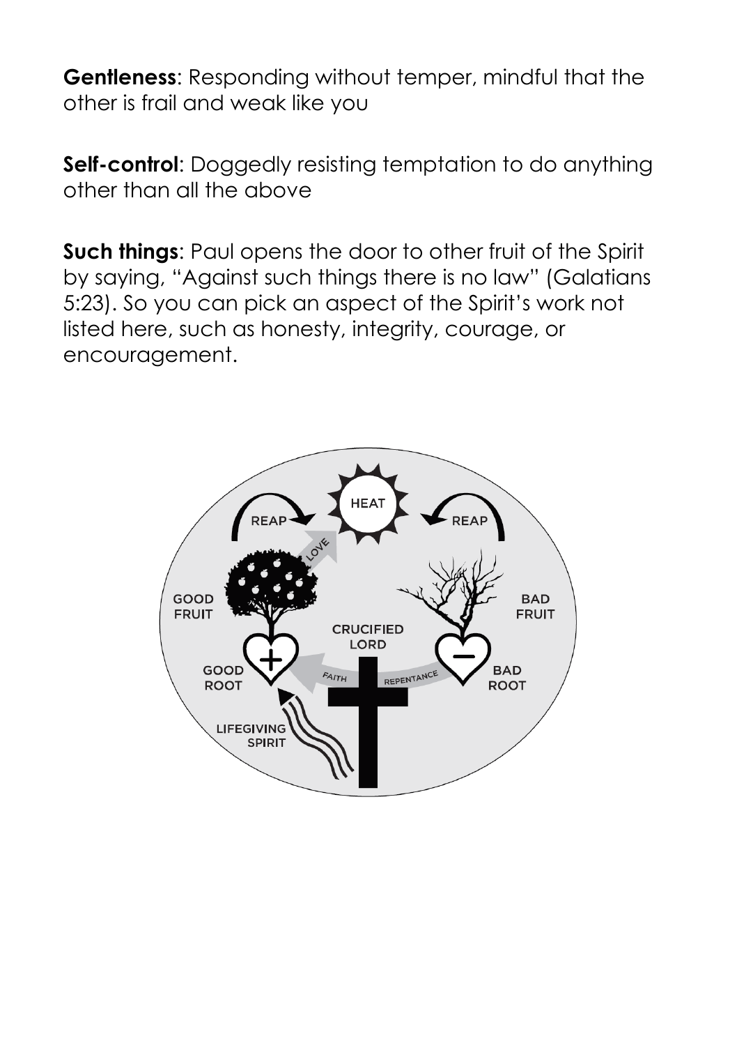**Gentleness**: Responding without temper, mindful that the other is frail and weak like you

**Self-control**: Doggedly resisting temptation to do anything other than all the above

**Such things**: Paul opens the door to other fruit of the Spirit by saying, "Against such things there is no law" (Galatians 5:23). So you can pick an aspect of the Spirit's work not listed here, such as honesty, integrity, courage, or encouragement.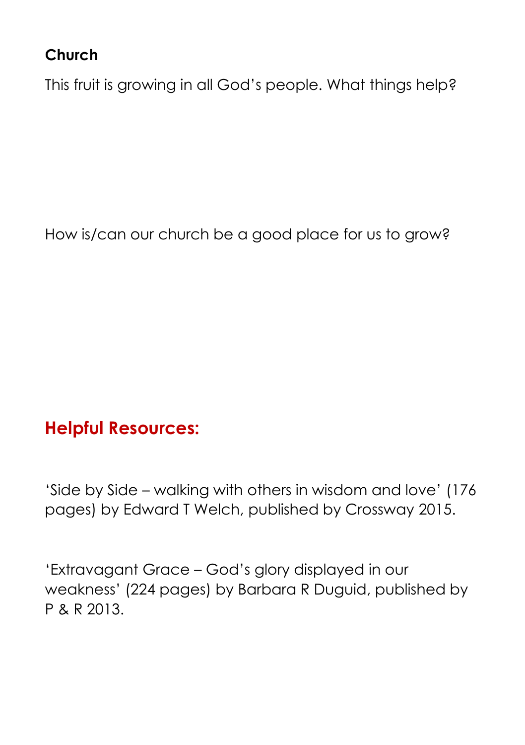**Church**

This fruit is growing in all God's people. What things help?

How is/can our church be a good place for us to grow?

## Helpful Resources:

'Side by Side – walking with others in wisdom and love' (176 pages) by Edward T Welch, published by Crossway 2015.

'Extravagant Grace – God's glory displayed in our weakness' (224 pages) by Barbara R Duguid, published by P & R 2013.